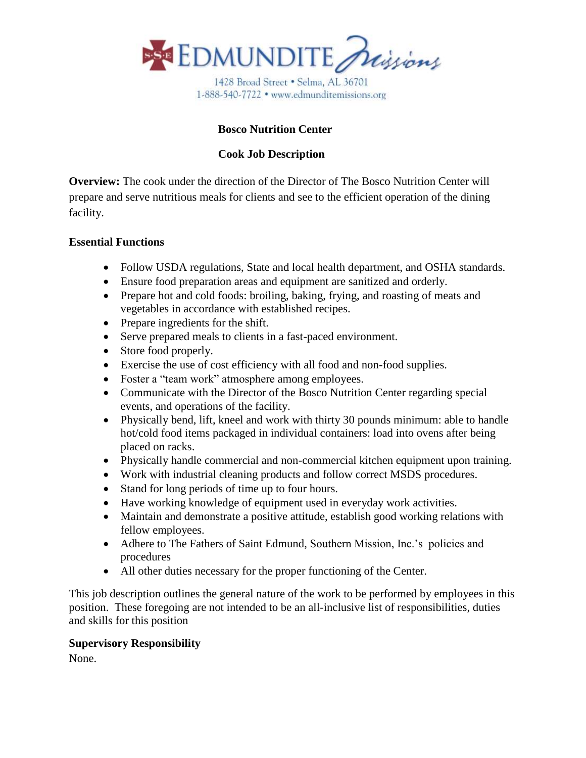EDMUNDITE Missions

1428 Broad Street • Selma, AL 36701
1-888-540-7722 • www.edmunditemissions.org

**Bosco Nutrition Center**

**Cook Job Description**

**Overview:** The cook under the direction of the Director of The Bosco Nutrition Center will prepare and serve nutritious meals for clients and see to the efficient operation of the dining facility.

**Essential Functions**

- Follow USDA regulations, State and local health department, and OSHA standards.
- Ensure food preparation areas and equipment are sanitized and orderly.
- Prepare hot and cold foods: broiling, baking, frying, and roasting of meats and vegetables in accordance with established recipes.
- Prepare ingredients for the shift.
- Serve prepared meals to clients in a fast-paced environment.
- Store food properly.
- Exercise the use of cost efficiency with all food and non-food supplies.
- Foster a "team work" atmosphere among employees.
- Communicate with the Director of the Bosco Nutrition Center regarding special events, and operations of the facility.
- Physically bend, lift, kneel and work with thirty 30 pounds minimum: able to handle hot/cold food items packaged in individual containers: load into ovens after being placed on racks.
- Physically handle commercial and non-commercial kitchen equipment upon training.
- Work with industrial cleaning products and follow correct MSDS procedures.
- Stand for long periods of time up to four hours.
- Have working knowledge of equipment used in everyday work activities.
- Maintain and demonstrate a positive attitude, establish good working relations with fellow employees.
- Adhere to The Fathers of Saint Edmund, Southern Mission, Inc.'s policies and procedures
- All other duties necessary for the proper functioning of the Center.

This job description outlines the general nature of the work to be performed by employees in this position. These foregoing are not intended to be an all-inclusive list of responsibilities, duties and skills for this position

**Supervisory Responsibility**

None.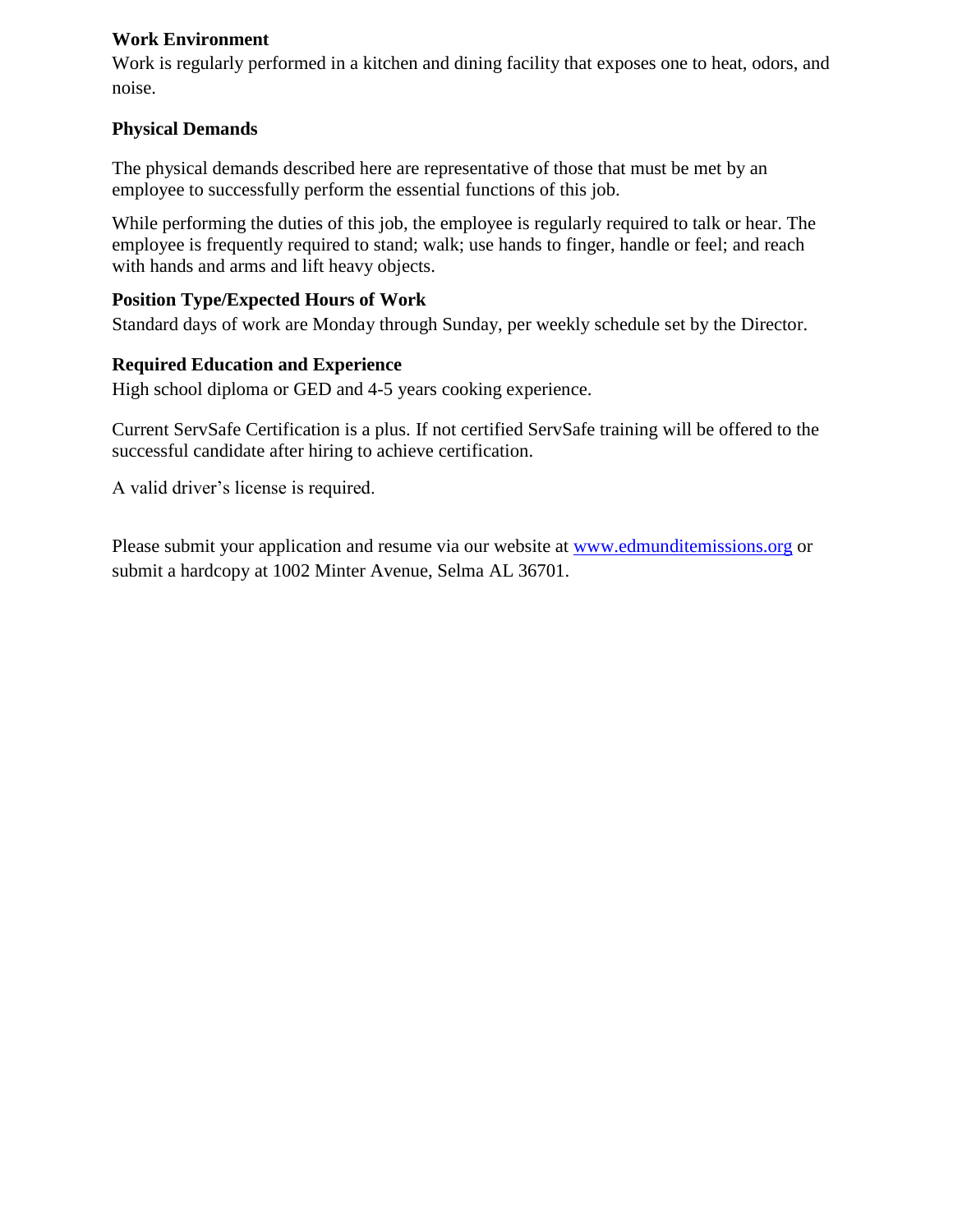**Work Environment**

Work is regularly performed in a kitchen and dining facility that exposes one to heat, odors, and noise.

**Physical Demands**

The physical demands described here are representative of those that must be met by an employee to successfully perform the essential functions of this job.

While performing the duties of this job, the employee is regularly required to talk or hear. The employee is frequently required to stand; walk; use hands to finger, handle or feel; and reach with hands and arms and lift heavy objects.

**Position Type/Expected Hours of Work**

Standard days of work are Monday through Sunday, per weekly schedule set by the Director.

**Required Education and Experience**

High school diploma or GED and 4-5 years cooking experience.

Current ServSafe Certification is a plus. If not certified ServSafe training will be offered to the successful candidate after hiring to achieve certification.

A valid driver's license is required.

Please submit your application and resume via our website at www.edmunditemissions.org or submit a hardcopy at 1002 Minter Avenue, Selma AL 36701.